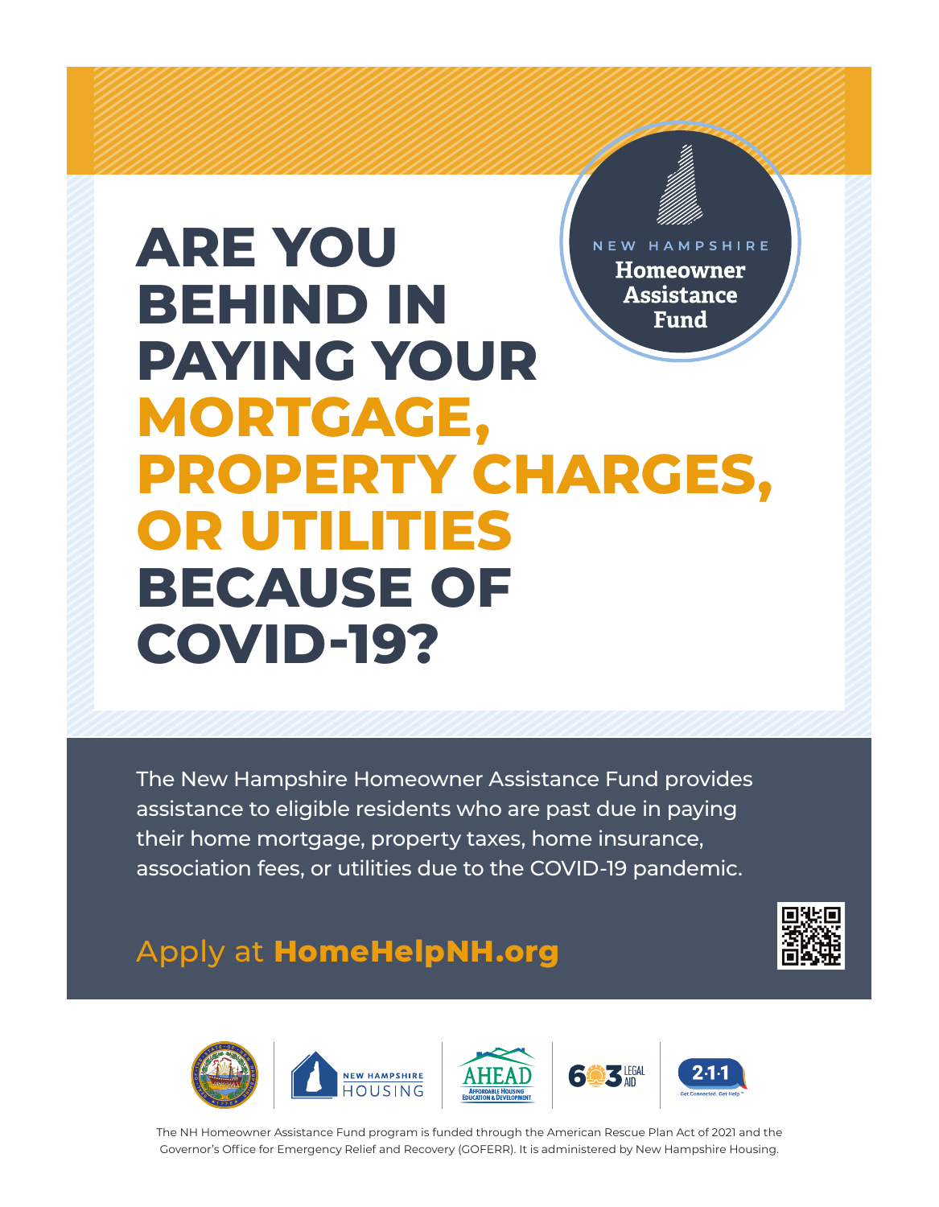NEW HAMPSHIRE

**Homeowner Assistance Fund**

# ARE YOU BEHIND IN PAYING YOUR MORTGAGE, PROPERTY CHARGES, OR UTILITIES BECAUSE OF COVID-19?

The New Hampshire Homeowner Assistance Fund provides assistance to eligible residents who are past due in paying their home mortgage, property taxes, home insurance, association fees, or utilities due to the COVID-19 pandemic.

Apply at **HomeHelpNH.org**

NEW HAMPSHIRE HOUSING | AHEAD Affordable Housing Education & Development | 603 Legal Aid | 2-1-1 Get Connected. Get Help.

The NH Homeowner Assistance Fund program is funded through the American Rescue Plan Act of 2021 and the Governor's Office for Emergency Relief and Recovery (GOFERR). It is administered by New Hampshire Housing.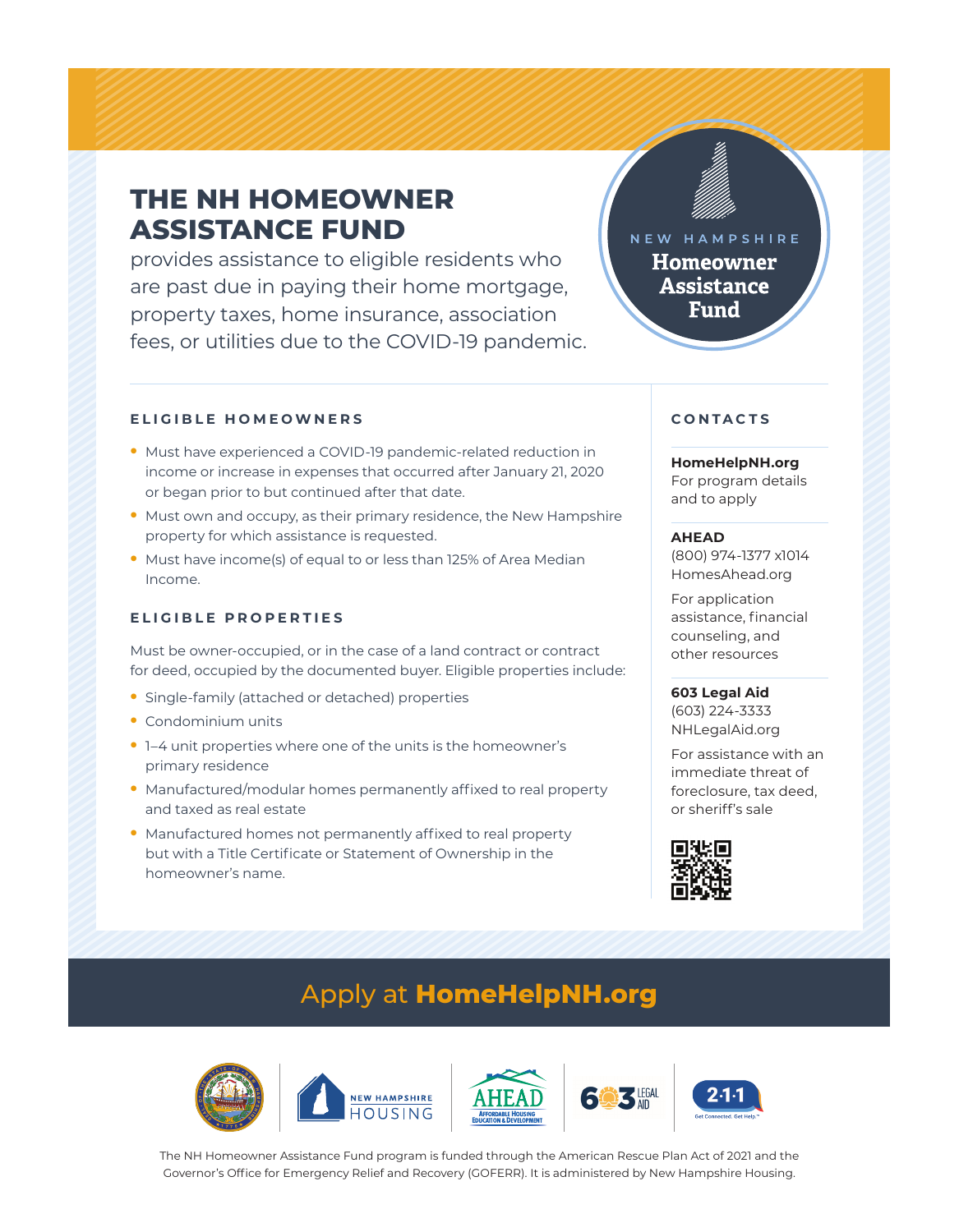# THE NH HOMEOWNER ASSISTANCE FUND

provides assistance to eligible residents who are past due in paying their home mortgage, property taxes, home insurance, association fees, or utilities due to the COVID-19 pandemic.

NEW HAMPSHIRE
**Homeowner Assistance Fund**

## ELIGIBLE HOMEOWNERS

- Must have experienced a COVID-19 pandemic-related reduction in income or increase in expenses that occurred after January 21, 2020 or began prior to but continued after that date.
- Must own and occupy, as their primary residence, the New Hampshire property for which assistance is requested.
- Must have income(s) of equal to or less than 125% of Area Median Income.

## ELIGIBLE PROPERTIES

Must be owner-occupied, or in the case of a land contract or contract for deed, occupied by the documented buyer. Eligible properties include:

- Single-family (attached or detached) properties
- Condominium units
- 1–4 unit properties where one of the units is the homeowner's primary residence
- Manufactured/modular homes permanently affixed to real property and taxed as real estate
- Manufactured homes not permanently affixed to real property but with a Title Certificate or Statement of Ownership in the homeowner's name.

## CONTACTS

**HomeHelpNH.org**
For program details and to apply

**AHEAD**
(800) 974-1377 x1014
HomesAhead.org

For application assistance, financial counseling, and other resources

**603 Legal Aid**
(603) 224-3333
NHLegalAid.org

For assistance with an immediate threat of foreclosure, tax deed, or sheriff's sale

## Apply at **HomeHelpNH.org**

NEW HAMPSHIRE HOUSING | AHEAD Affordable Housing Education & Development | 603 Legal Aid | 2-1-1 Get Connected. Get Help.

The NH Homeowner Assistance Fund program is funded through the American Rescue Plan Act of 2021 and the Governor's Office for Emergency Relief and Recovery (GOFERR). It is administered by New Hampshire Housing.